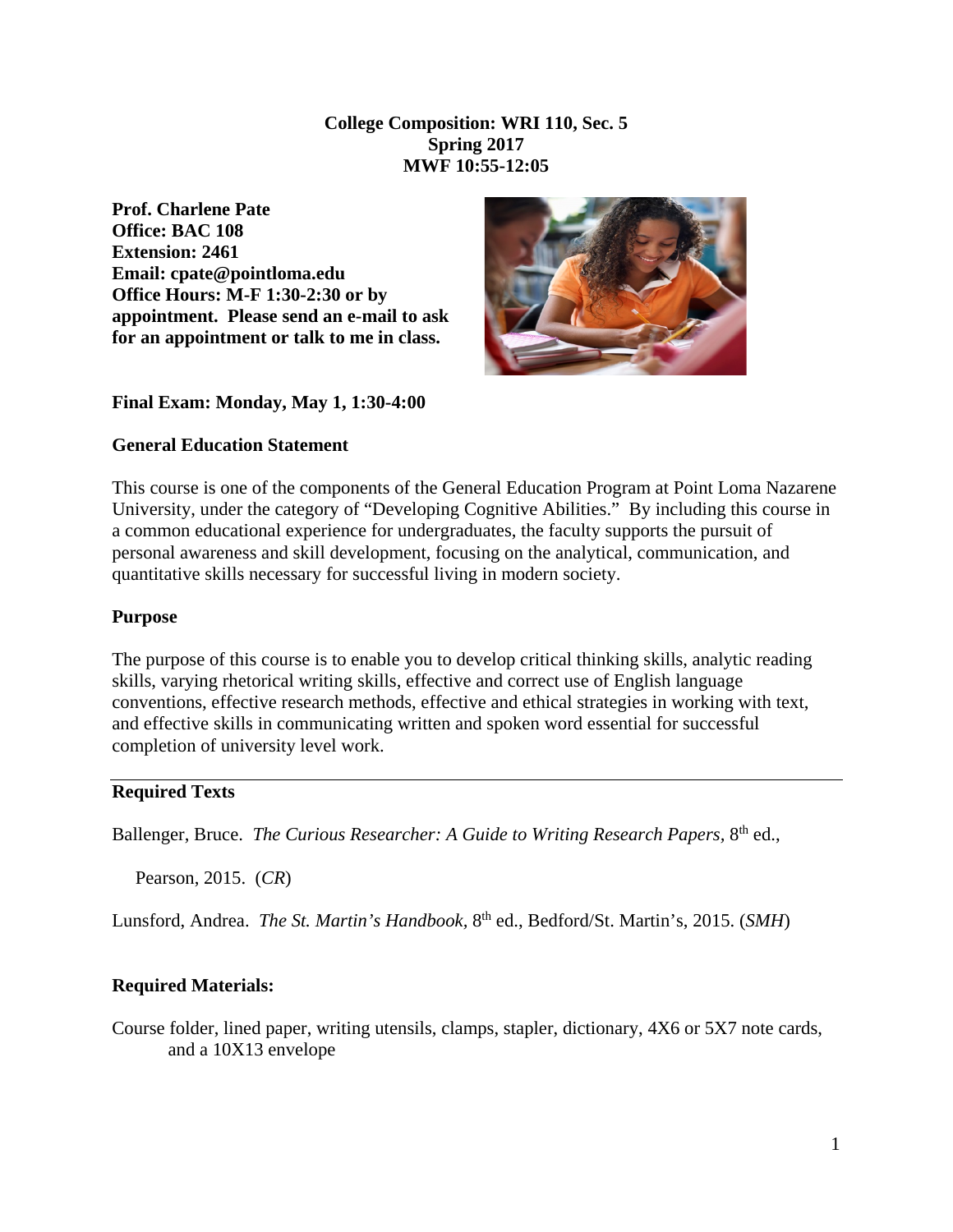**College Composition: WRI 110, Sec. 5**
**Spring 2017**
**MWF 10:55-12:05**

**Prof. Charlene Pate**
**Office: BAC 108**
**Extension: 2461**
**Email: cpate@pointloma.edu**
**Office Hours: M-F 1:30-2:30 or by appointment. Please send an e-mail to ask for an appointment or talk to me in class.**

**Final Exam: Monday, May 1, 1:30-4:00**

**General Education Statement**

This course is one of the components of the General Education Program at Point Loma Nazarene University, under the category of "Developing Cognitive Abilities." By including this course in a common educational experience for undergraduates, the faculty supports the pursuit of personal awareness and skill development, focusing on the analytical, communication, and quantitative skills necessary for successful living in modern society.

**Purpose**

The purpose of this course is to enable you to develop critical thinking skills, analytic reading skills, varying rhetorical writing skills, effective and correct use of English language conventions, effective research methods, effective and ethical strategies in working with text, and effective skills in communicating written and spoken word essential for successful completion of university level work.

---

**Required Texts**

Ballenger, Bruce. *The Curious Researcher: A Guide to Writing Research Papers*, 8th ed., Pearson, 2015. (*CR*)

Lunsford, Andrea. *The St. Martin's Handbook*, 8th ed., Bedford/St. Martin's, 2015. (*SMH*)

**Required Materials:**

Course folder, lined paper, writing utensils, clamps, stapler, dictionary, 4X6 or 5X7 note cards, and a 10X13 envelope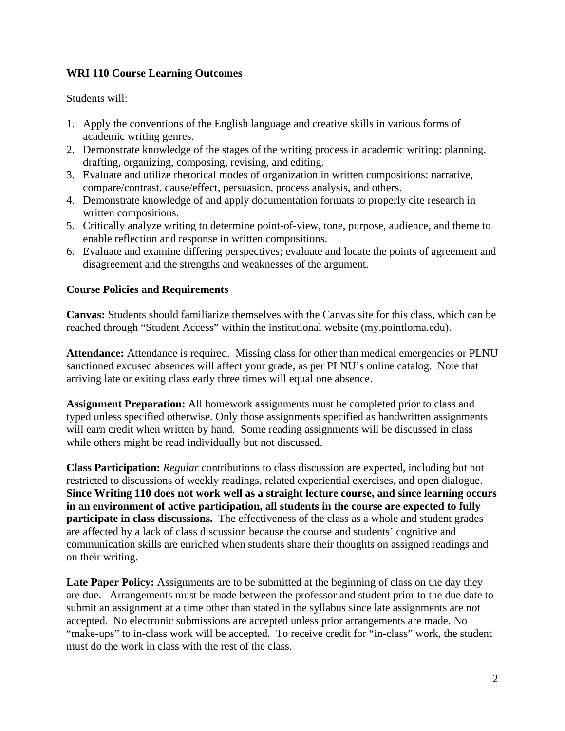## WRI 110 Course Learning Outcomes

Students will:

1. Apply the conventions of the English language and creative skills in various forms of academic writing genres.
2. Demonstrate knowledge of the stages of the writing process in academic writing: planning, drafting, organizing, composing, revising, and editing.
3. Evaluate and utilize rhetorical modes of organization in written compositions: narrative, compare/contrast, cause/effect, persuasion, process analysis, and others.
4. Demonstrate knowledge of and apply documentation formats to properly cite research in written compositions.
5. Critically analyze writing to determine point-of-view, tone, purpose, audience, and theme to enable reflection and response in written compositions.
6. Evaluate and examine differing perspectives; evaluate and locate the points of agreement and disagreement and the strengths and weaknesses of the argument.

## Course Policies and Requirements

**Canvas:** Students should familiarize themselves with the Canvas site for this class, which can be reached through "Student Access" within the institutional website (my.pointloma.edu).

**Attendance:** Attendance is required. Missing class for other than medical emergencies or PLNU sanctioned excused absences will affect your grade, as per PLNU's online catalog. Note that arriving late or exiting class early three times will equal one absence.

**Assignment Preparation:** All homework assignments must be completed prior to class and typed unless specified otherwise. Only those assignments specified as handwritten assignments will earn credit when written by hand. Some reading assignments will be discussed in class while others might be read individually but not discussed.

**Class Participation:** *Regular* contributions to class discussion are expected, including but not restricted to discussions of weekly readings, related experiential exercises, and open dialogue. **Since Writing 110 does not work well as a straight lecture course, and since learning occurs in an environment of active participation, all students in the course are expected to fully participate in class discussions.** The effectiveness of the class as a whole and student grades are affected by a lack of class discussion because the course and students' cognitive and communication skills are enriched when students share their thoughts on assigned readings and on their writing.

**Late Paper Policy:** Assignments are to be submitted at the beginning of class on the day they are due. Arrangements must be made between the professor and student prior to the due date to submit an assignment at a time other than stated in the syllabus since late assignments are not accepted. No electronic submissions are accepted unless prior arrangements are made. No "make-ups" to in-class work will be accepted. To receive credit for "in-class" work, the student must do the work in class with the rest of the class.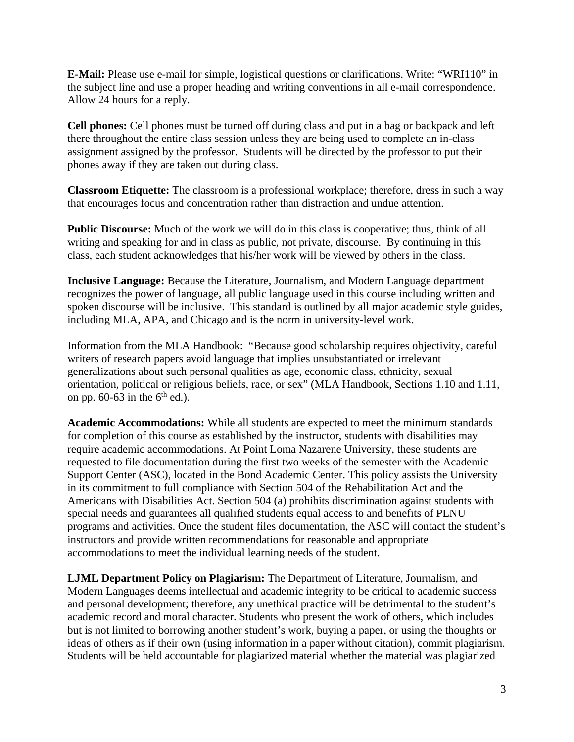**E-Mail:** Please use e-mail for simple, logistical questions or clarifications. Write: "WRI110" in the subject line and use a proper heading and writing conventions in all e-mail correspondence. Allow 24 hours for a reply.

**Cell phones:** Cell phones must be turned off during class and put in a bag or backpack and left there throughout the entire class session unless they are being used to complete an in-class assignment assigned by the professor. Students will be directed by the professor to put their phones away if they are taken out during class.

**Classroom Etiquette:** The classroom is a professional workplace; therefore, dress in such a way that encourages focus and concentration rather than distraction and undue attention.

**Public Discourse:** Much of the work we will do in this class is cooperative; thus, think of all writing and speaking for and in class as public, not private, discourse. By continuing in this class, each student acknowledges that his/her work will be viewed by others in the class.

**Inclusive Language:** Because the Literature, Journalism, and Modern Language department recognizes the power of language, all public language used in this course including written and spoken discourse will be inclusive. This standard is outlined by all major academic style guides, including MLA, APA, and Chicago and is the norm in university-level work.

Information from the MLA Handbook: "Because good scholarship requires objectivity, careful writers of research papers avoid language that implies unsubstantiated or irrelevant generalizations about such personal qualities as age, economic class, ethnicity, sexual orientation, political or religious beliefs, race, or sex" (MLA Handbook, Sections 1.10 and 1.11, on pp. 60-63 in the 6th ed.).

**Academic Accommodations:** While all students are expected to meet the minimum standards for completion of this course as established by the instructor, students with disabilities may require academic accommodations. At Point Loma Nazarene University, these students are requested to file documentation during the first two weeks of the semester with the Academic Support Center (ASC), located in the Bond Academic Center. This policy assists the University in its commitment to full compliance with Section 504 of the Rehabilitation Act and the Americans with Disabilities Act. Section 504 (a) prohibits discrimination against students with special needs and guarantees all qualified students equal access to and benefits of PLNU programs and activities. Once the student files documentation, the ASC will contact the student's instructors and provide written recommendations for reasonable and appropriate accommodations to meet the individual learning needs of the student.

**LJML Department Policy on Plagiarism:** The Department of Literature, Journalism, and Modern Languages deems intellectual and academic integrity to be critical to academic success and personal development; therefore, any unethical practice will be detrimental to the student's academic record and moral character. Students who present the work of others, which includes but is not limited to borrowing another student's work, buying a paper, or using the thoughts or ideas of others as if their own (using information in a paper without citation), commit plagiarism. Students will be held accountable for plagiarized material whether the material was plagiarized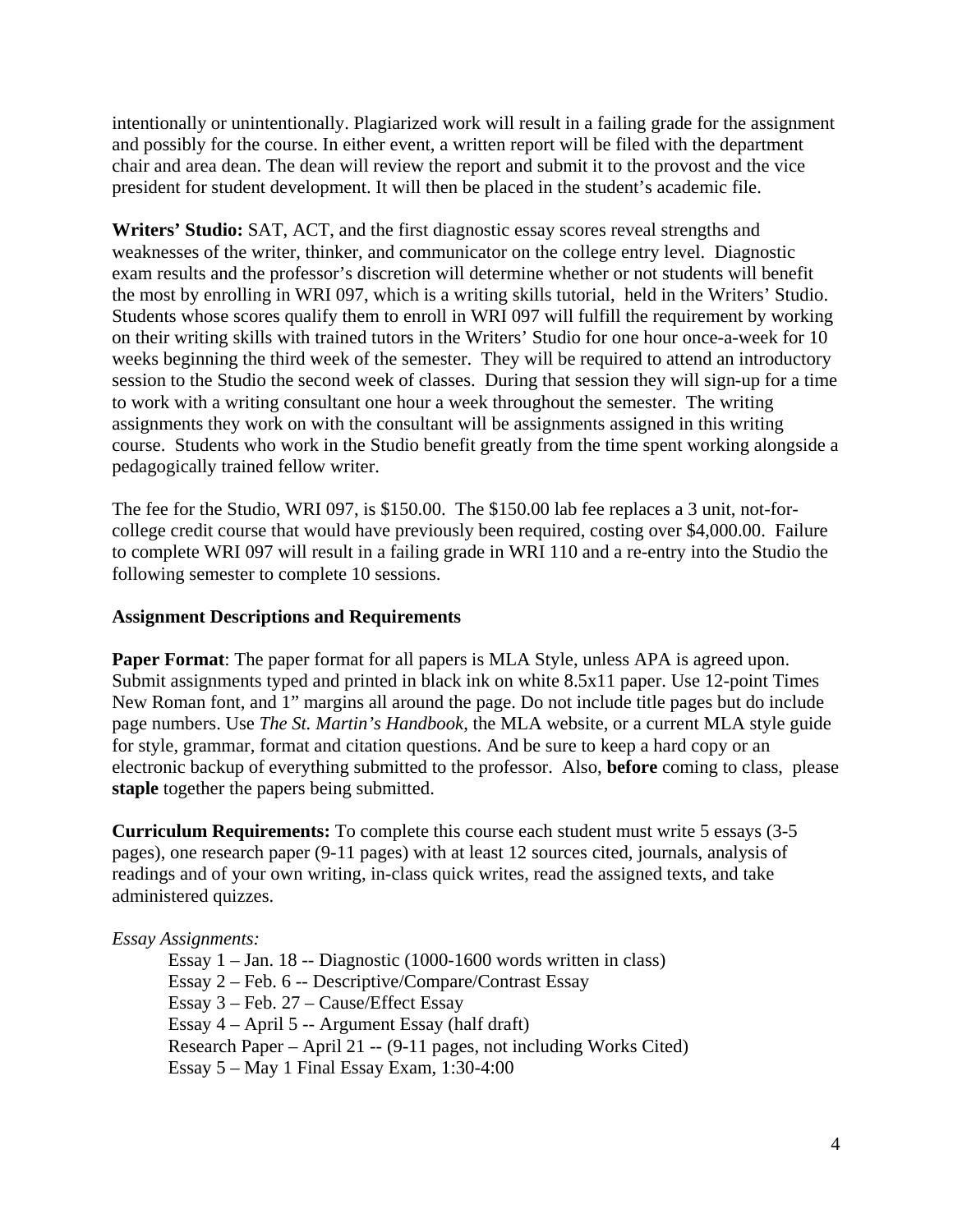intentionally or unintentionally. Plagiarized work will result in a failing grade for the assignment and possibly for the course. In either event, a written report will be filed with the department chair and area dean. The dean will review the report and submit it to the provost and the vice president for student development. It will then be placed in the student's academic file.

**Writers' Studio:** SAT, ACT, and the first diagnostic essay scores reveal strengths and weaknesses of the writer, thinker, and communicator on the college entry level. Diagnostic exam results and the professor's discretion will determine whether or not students will benefit the most by enrolling in WRI 097, which is a writing skills tutorial, held in the Writers' Studio. Students whose scores qualify them to enroll in WRI 097 will fulfill the requirement by working on their writing skills with trained tutors in the Writers' Studio for one hour once-a-week for 10 weeks beginning the third week of the semester. They will be required to attend an introductory session to the Studio the second week of classes. During that session they will sign-up for a time to work with a writing consultant one hour a week throughout the semester. The writing assignments they work on with the consultant will be assignments assigned in this writing course. Students who work in the Studio benefit greatly from the time spent working alongside a pedagogically trained fellow writer.

The fee for the Studio, WRI 097, is $150.00. The $150.00 lab fee replaces a 3 unit, not-for-college credit course that would have previously been required, costing over $4,000.00. Failure to complete WRI 097 will result in a failing grade in WRI 110 and a re-entry into the Studio the following semester to complete 10 sessions.

**Assignment Descriptions and Requirements**

**Paper Format**: The paper format for all papers is MLA Style, unless APA is agreed upon. Submit assignments typed and printed in black ink on white 8.5x11 paper. Use 12-point Times New Roman font, and 1" margins all around the page. Do not include title pages but do include page numbers. Use *The St. Martin's Handbook*, the MLA website, or a current MLA style guide for style, grammar, format and citation questions. And be sure to keep a hard copy or an electronic backup of everything submitted to the professor. Also, **before** coming to class, please **staple** together the papers being submitted.

**Curriculum Requirements:** To complete this course each student must write 5 essays (3-5 pages), one research paper (9-11 pages) with at least 12 sources cited, journals, analysis of readings and of your own writing, in-class quick writes, read the assigned texts, and take administered quizzes.

*Essay Assignments:*

Essay 1 – Jan. 18 -- Diagnostic (1000-1600 words written in class)
Essay 2 – Feb. 6 -- Descriptive/Compare/Contrast Essay
Essay 3 – Feb. 27 – Cause/Effect Essay
Essay 4 – April 5 -- Argument Essay (half draft)
Research Paper – April 21 -- (9-11 pages, not including Works Cited)
Essay 5 – May 1 Final Essay Exam, 1:30-4:00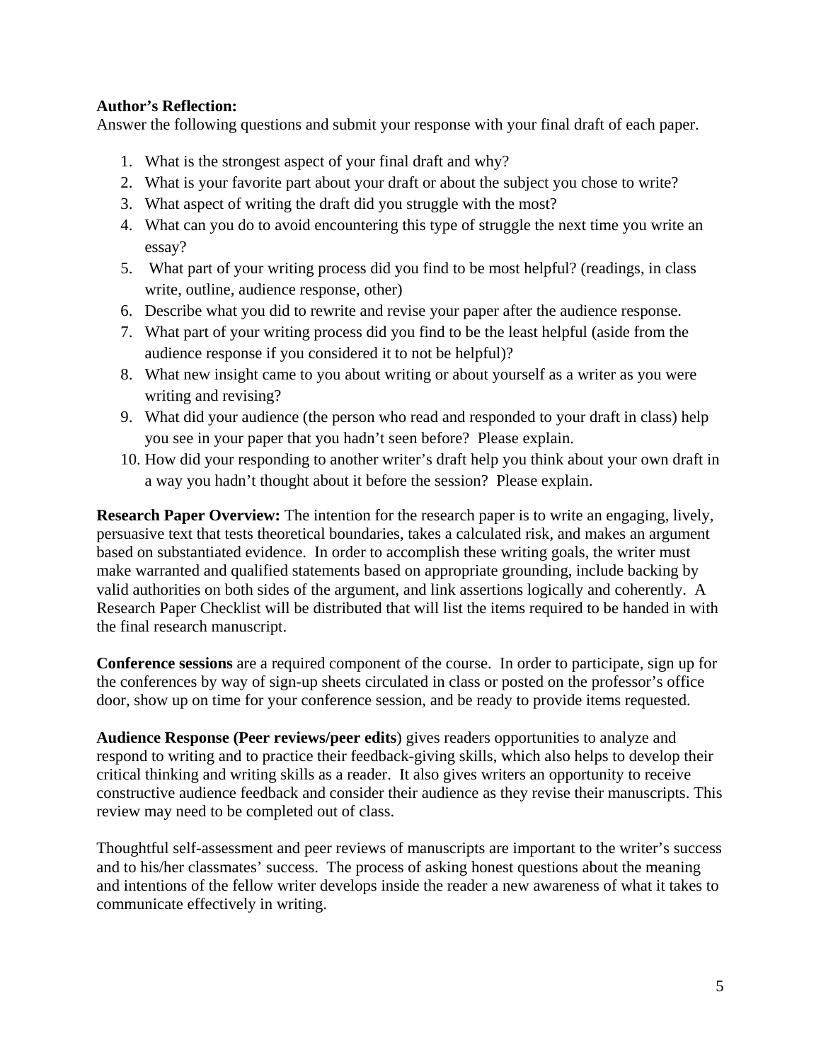**Author's Reflection:**
Answer the following questions and submit your response with your final draft of each paper.

1. What is the strongest aspect of your final draft and why?
2. What is your favorite part about your draft or about the subject you chose to write?
3. What aspect of writing the draft did you struggle with the most?
4. What can you do to avoid encountering this type of struggle the next time you write an essay?
5. What part of your writing process did you find to be most helpful? (readings, in class write, outline, audience response, other)
6. Describe what you did to rewrite and revise your paper after the audience response.
7. What part of your writing process did you find to be the least helpful (aside from the audience response if you considered it to not be helpful)?
8. What new insight came to you about writing or about yourself as a writer as you were writing and revising?
9. What did your audience (the person who read and responded to your draft in class) help you see in your paper that you hadn't seen before? Please explain.
10. How did your responding to another writer's draft help you think about your own draft in a way you hadn't thought about it before the session? Please explain.

**Research Paper Overview:** The intention for the research paper is to write an engaging, lively, persuasive text that tests theoretical boundaries, takes a calculated risk, and makes an argument based on substantiated evidence. In order to accomplish these writing goals, the writer must make warranted and qualified statements based on appropriate grounding, include backing by valid authorities on both sides of the argument, and link assertions logically and coherently. A Research Paper Checklist will be distributed that will list the items required to be handed in with the final research manuscript.

**Conference sessions** are a required component of the course. In order to participate, sign up for the conferences by way of sign-up sheets circulated in class or posted on the professor's office door, show up on time for your conference session, and be ready to provide items requested.

**Audience Response (Peer reviews/peer edits**) gives readers opportunities to analyze and respond to writing and to practice their feedback-giving skills, which also helps to develop their critical thinking and writing skills as a reader. It also gives writers an opportunity to receive constructive audience feedback and consider their audience as they revise their manuscripts. This review may need to be completed out of class.

Thoughtful self-assessment and peer reviews of manuscripts are important to the writer's success and to his/her classmates' success. The process of asking honest questions about the meaning and intentions of the fellow writer develops inside the reader a new awareness of what it takes to communicate effectively in writing.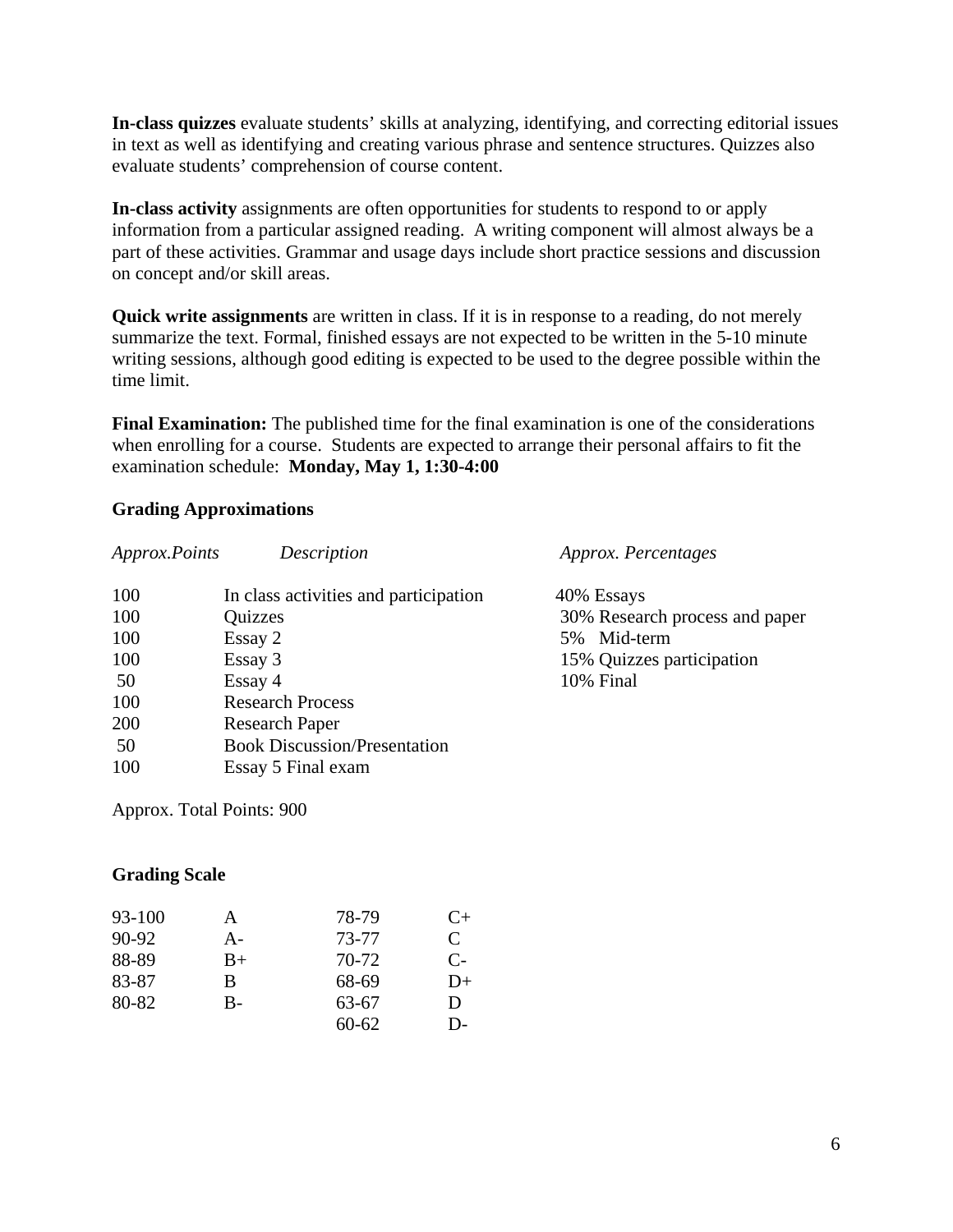**In-class quizzes** evaluate students' skills at analyzing, identifying, and correcting editorial issues in text as well as identifying and creating various phrase and sentence structures. Quizzes also evaluate students' comprehension of course content.

**In-class activity** assignments are often opportunities for students to respond to or apply information from a particular assigned reading. A writing component will almost always be a part of these activities. Grammar and usage days include short practice sessions and discussion on concept and/or skill areas.

**Quick write assignments** are written in class. If it is in response to a reading, do not merely summarize the text. Formal, finished essays are not expected to be written in the 5-10 minute writing sessions, although good editing is expected to be used to the degree possible within the time limit.

**Final Examination:** The published time for the final examination is one of the considerations when enrolling for a course. Students are expected to arrange their personal affairs to fit the examination schedule: **Monday, May 1, 1:30-4:00**

**Grading Approximations**

| *Approx.Points* | *Description* | *Approx. Percentages* |
|---|---|---|
| 100 | In class activities and participation | 40% Essays |
| 100 | Quizzes | 30% Research process and paper |
| 100 | Essay 2 | 5% Mid-term |
| 100 | Essay 3 | 15% Quizzes participation |
| 50 | Essay 4 | 10% Final |
| 100 | Research Process | |
| 200 | Research Paper | |
| 50 | Book Discussion/Presentation | |
| 100 | Essay 5 Final exam | |

Approx. Total Points: 900

**Grading Scale**

| | | | |
|---|---|---|---|
| 93-100 | A | 78-79 | C+ |
| 90-92 | A- | 73-77 | C |
| 88-89 | B+ | 70-72 | C- |
| 83-87 | B | 68-69 | D+ |
| 80-82 | B- | 63-67 | D |
| | | 60-62 | D- |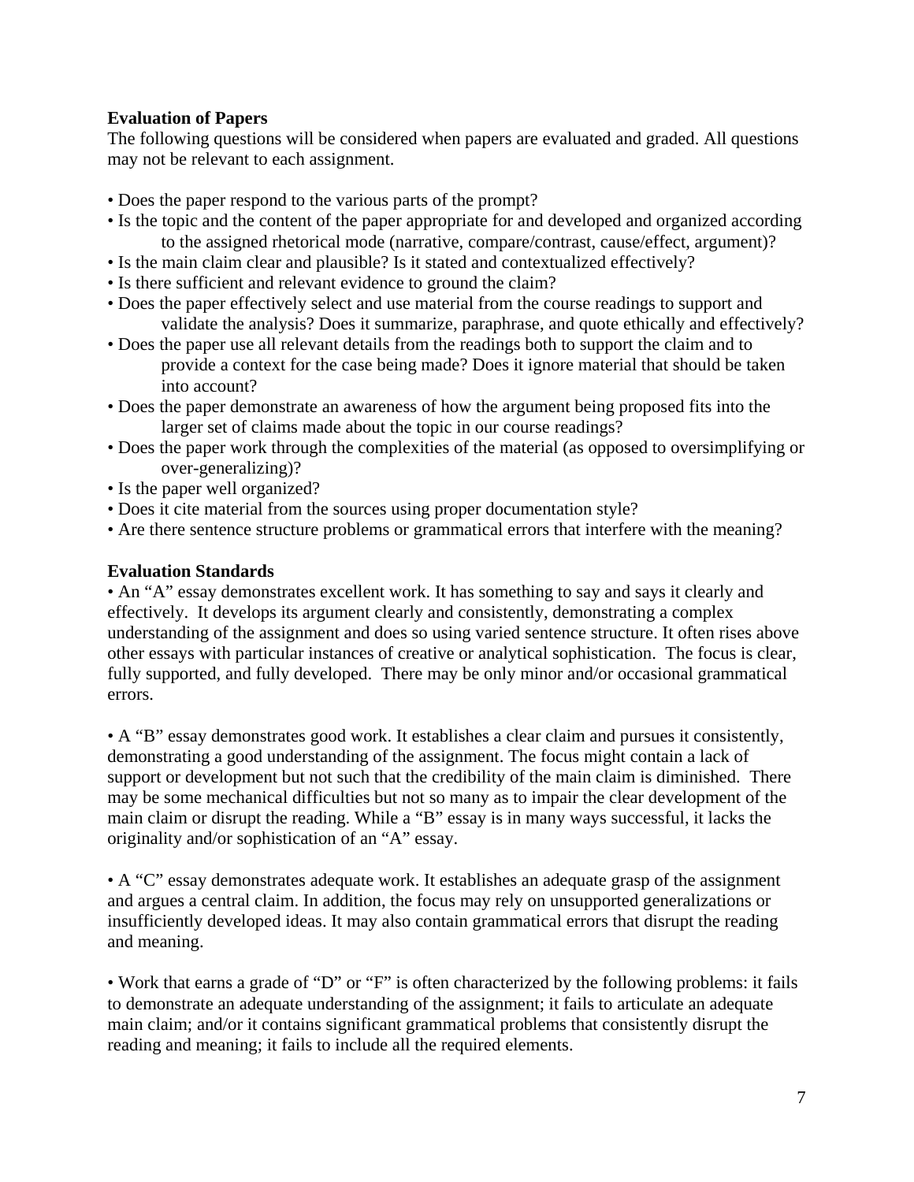**Evaluation of Papers**

The following questions will be considered when papers are evaluated and graded. All questions may not be relevant to each assignment.

- Does the paper respond to the various parts of the prompt?
- Is the topic and the content of the paper appropriate for and developed and organized according to the assigned rhetorical mode (narrative, compare/contrast, cause/effect, argument)?
- Is the main claim clear and plausible? Is it stated and contextualized effectively?
- Is there sufficient and relevant evidence to ground the claim?
- Does the paper effectively select and use material from the course readings to support and validate the analysis? Does it summarize, paraphrase, and quote ethically and effectively?
- Does the paper use all relevant details from the readings both to support the claim and to provide a context for the case being made? Does it ignore material that should be taken into account?
- Does the paper demonstrate an awareness of how the argument being proposed fits into the larger set of claims made about the topic in our course readings?
- Does the paper work through the complexities of the material (as opposed to oversimplifying or over-generalizing)?
- Is the paper well organized?
- Does it cite material from the sources using proper documentation style?
- Are there sentence structure problems or grammatical errors that interfere with the meaning?

**Evaluation Standards**

• An "A" essay demonstrates excellent work. It has something to say and says it clearly and effectively. It develops its argument clearly and consistently, demonstrating a complex understanding of the assignment and does so using varied sentence structure. It often rises above other essays with particular instances of creative or analytical sophistication. The focus is clear, fully supported, and fully developed. There may be only minor and/or occasional grammatical errors.

• A "B" essay demonstrates good work. It establishes a clear claim and pursues it consistently, demonstrating a good understanding of the assignment. The focus might contain a lack of support or development but not such that the credibility of the main claim is diminished. There may be some mechanical difficulties but not so many as to impair the clear development of the main claim or disrupt the reading. While a "B" essay is in many ways successful, it lacks the originality and/or sophistication of an "A" essay.

• A "C" essay demonstrates adequate work. It establishes an adequate grasp of the assignment and argues a central claim. In addition, the focus may rely on unsupported generalizations or insufficiently developed ideas. It may also contain grammatical errors that disrupt the reading and meaning.

• Work that earns a grade of "D" or "F" is often characterized by the following problems: it fails to demonstrate an adequate understanding of the assignment; it fails to articulate an adequate main claim; and/or it contains significant grammatical problems that consistently disrupt the reading and meaning; it fails to include all the required elements.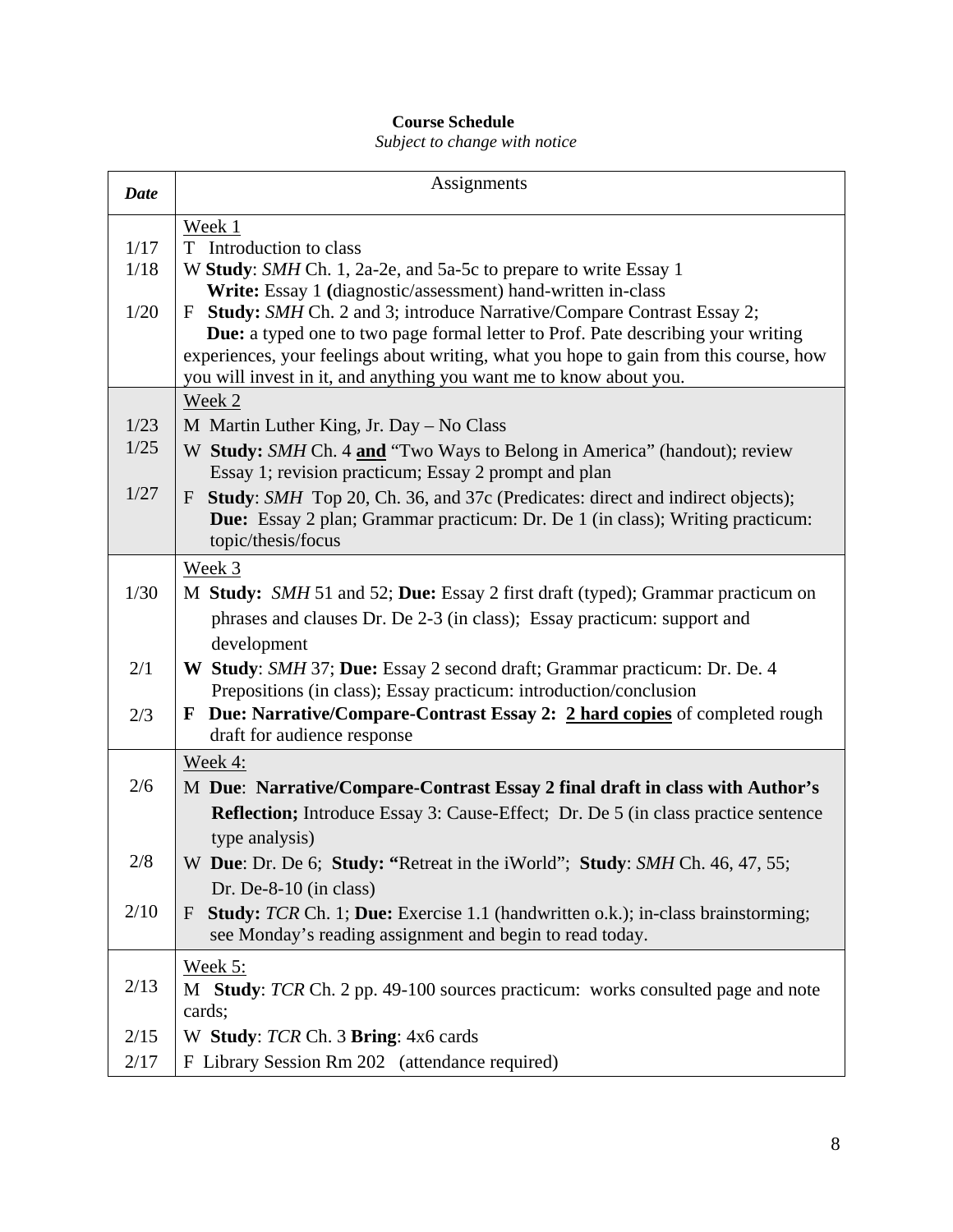**Course Schedule**

*Subject to change with notice*

| *Date* | Assignments |
|---|---|
| | Week 1 |
| 1/17 | T Introduction to class |
| 1/18 | W **Study**: *SMH* Ch. 1, 2a-2e, and 5a-5c to prepare to write Essay 1<br>**Write:** Essay 1 **(**diagnostic/assessment) hand-written in-class |
| 1/20 | F **Study:** *SMH* Ch. 2 and 3; introduce Narrative/Compare Contrast Essay 2;<br>**Due:** a typed one to two page formal letter to Prof. Pate describing your writing experiences, your feelings about writing, what you hope to gain from this course, how you will invest in it, and anything you want me to know about you. |
| | Week 2 |
| 1/23 | M Martin Luther King, Jr. Day – No Class |
| 1/25 | W **Study:** *SMH* Ch. 4 **and** "Two Ways to Belong in America" (handout); review Essay 1; revision practicum; Essay 2 prompt and plan |
| 1/27 | F **Study**: *SMH* Top 20, Ch. 36, and 37c (Predicates: direct and indirect objects);<br>**Due:** Essay 2 plan; Grammar practicum: Dr. De 1 (in class); Writing practicum: topic/thesis/focus |
| | Week 3 |
| 1/30 | M **Study:** *SMH* 51 and 52; **Due:** Essay 2 first draft (typed); Grammar practicum on phrases and clauses Dr. De 2-3 (in class); Essay practicum: support and development |
| 2/1 | **W Study**: *SMH* 37; **Due:** Essay 2 second draft; Grammar practicum: Dr. De. 4 Prepositions (in class); Essay practicum: introduction/conclusion |
| 2/3 | **F Due: Narrative/Compare-Contrast Essay 2: 2 hard copies** of completed rough draft for audience response |
| | Week 4: |
| 2/6 | M **Due**: **Narrative/Compare-Contrast Essay 2 final draft in class with Author's Reflection;** Introduce Essay 3: Cause-Effect; Dr. De 5 (in class practice sentence type analysis) |
| 2/8 | W **Due**: Dr. De 6; **Study: "**Retreat in the iWorld"; **Study**: *SMH* Ch. 46, 47, 55; Dr. De-8-10 (in class) |
| 2/10 | F **Study:** *TCR* Ch. 1; **Due:** Exercise 1.1 (handwritten o.k.); in-class brainstorming; see Monday's reading assignment and begin to read today. |
| | Week 5: |
| 2/13 | M **Study**: *TCR* Ch. 2 pp. 49-100 sources practicum: works consulted page and note cards; |
| 2/15 | W **Study**: *TCR* Ch. 3 **Bring**: 4x6 cards |
| 2/17 | F Library Session Rm 202 (attendance required) |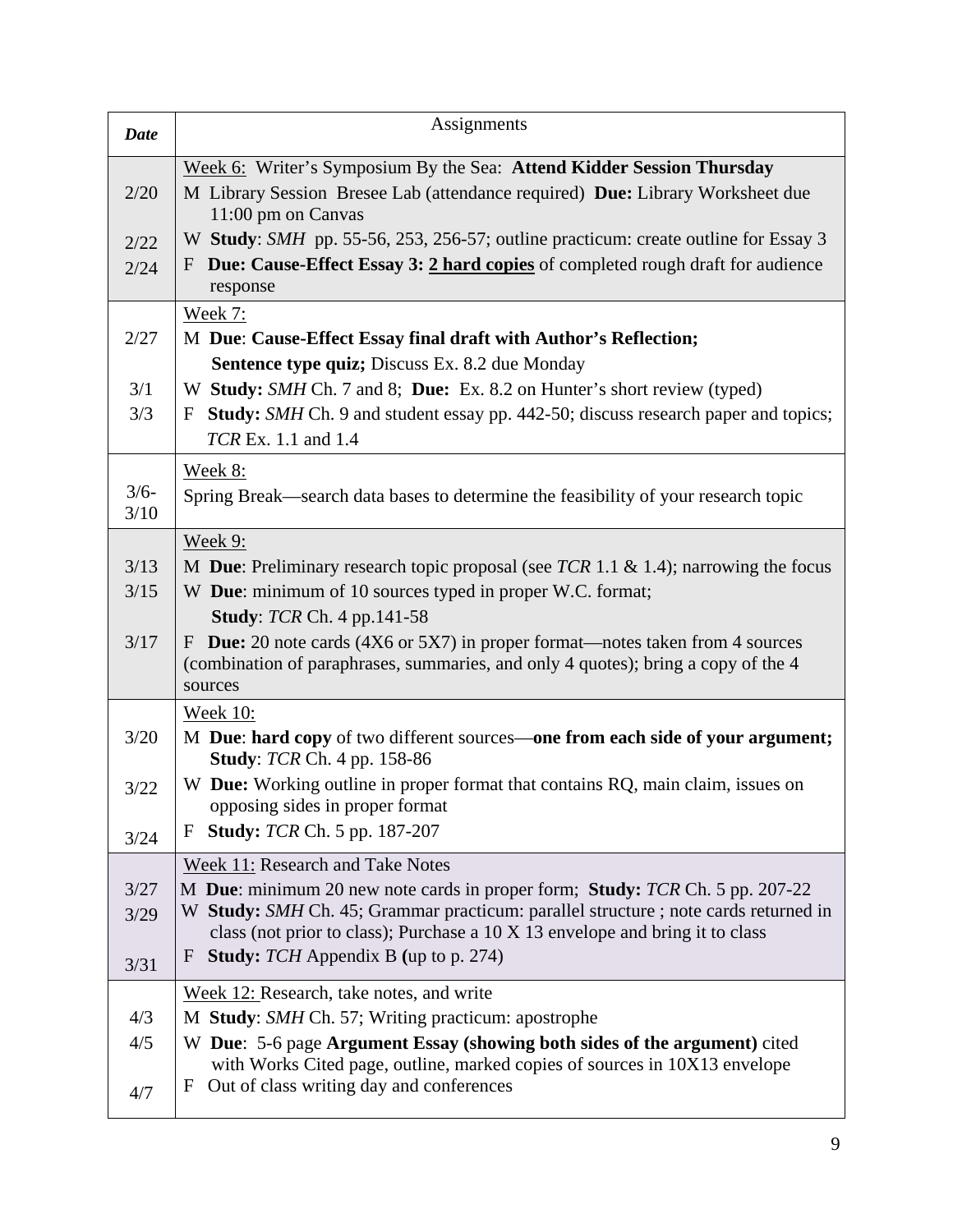| *Date* | Assignments |
|---|---|
| <br>2/20<br><br>2/22<br>2/24 | Week 6: Writer's Symposium By the Sea: **Attend Kidder Session Thursday**<br>M Library Session Bresee Lab (attendance required) **Due:** Library Worksheet due 11:00 pm on Canvas<br>W **Study**: *SMH* pp. 55-56, 253, 256-57; outline practicum: create outline for Essay 3<br>F **Due: Cause-Effect Essay 3: <u>2 hard copies</u>** of completed rough draft for audience response |
| <br>2/27<br><br>3/1<br>3/3 | Week 7:<br>M **Due**: **Cause-Effect Essay final draft with Author's Reflection;**<br>**Sentence type quiz;** Discuss Ex. 8.2 due Monday<br>W **Study:** *SMH* Ch. 7 and 8; **Due:** Ex. 8.2 on Hunter's short review (typed)<br>F **Study:** *SMH* Ch. 9 and student essay pp. 442-50; discuss research paper and topics; *TCR* Ex. 1.1 and 1.4 |
| <br>3/6-<br>3/10 | Week 8:<br>Spring Break—search data bases to determine the feasibility of your research topic |
| <br>3/13<br>3/15<br><br>3/17 | Week 9:<br>M **Due**: Preliminary research topic proposal (see *TCR* 1.1 & 1.4); narrowing the focus<br>W **Due**: minimum of 10 sources typed in proper W.C. format;<br>**Study**: *TCR* Ch. 4 pp.141-58<br>F **Due:** 20 note cards (4X6 or 5X7) in proper format—notes taken from 4 sources (combination of paraphrases, summaries, and only 4 quotes); bring a copy of the 4 sources |
| <br>3/20<br><br>3/22<br><br>3/24 | Week 10:<br>M **Due**: **hard copy** of two different sources—**one from each side of your argument; Study**: *TCR* Ch. 4 pp. 158-86<br>W **Due:** Working outline in proper format that contains RQ, main claim, issues on opposing sides in proper format<br>F **Study:** *TCR* Ch. 5 pp. 187-207 |
| <br>3/27<br>3/29<br><br>3/31 | Week 11: Research and Take Notes<br>M **Due**: minimum 20 new note cards in proper form; **Study:** *TCR* Ch. 5 pp. 207-22<br>W **Study:** *SMH* Ch. 45; Grammar practicum: parallel structure ; note cards returned in class (not prior to class); Purchase a 10 X 13 envelope and bring it to class<br>F **Study:** *TCH* Appendix B **(**up to p. 274) |
| <br>4/3<br>4/5<br><br>4/7 | Week 12: Research, take notes, and write<br>M **Study**: *SMH* Ch. 57; Writing practicum: apostrophe<br>W **Due**: 5-6 page **Argument Essay (showing both sides of the argument)** cited with Works Cited page, outline, marked copies of sources in 10X13 envelope<br>F Out of class writing day and conferences |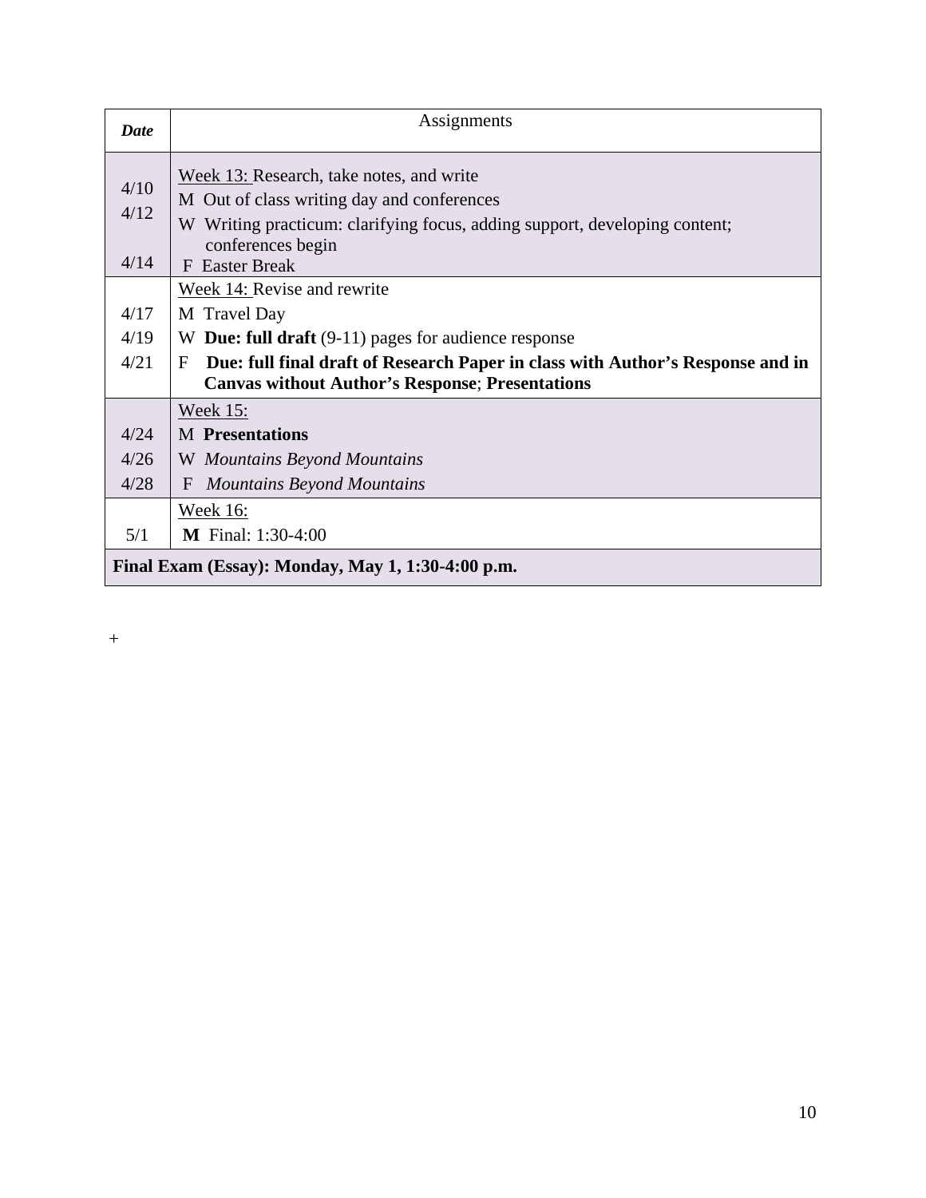| *Date* | Assignments |
|---|---|
| 4/10<br>4/12<br><br>4/14 | Week 13: Research, take notes, and write<br>M Out of class writing day and conferences<br>W Writing practicum: clarifying focus, adding support, developing content; conferences begin<br>F Easter Break |
| 4/17<br>4/19<br>4/21 | Week 14: Revise and rewrite<br>M Travel Day<br>W **Due: full draft** (9-11) pages for audience response<br>F **Due: full final draft of Research Paper in class with Author's Response and in Canvas without Author's Response**; **Presentations** |
| 4/24<br>4/26<br>4/28 | Week 15:<br>M **Presentations**<br>W *Mountains Beyond Mountains*<br>F *Mountains Beyond Mountains* |
| 5/1 | Week 16:<br>**M** Final: 1:30-4:00 |
| **Final Exam (Essay): Monday, May 1, 1:30-4:00 p.m.** | |

+